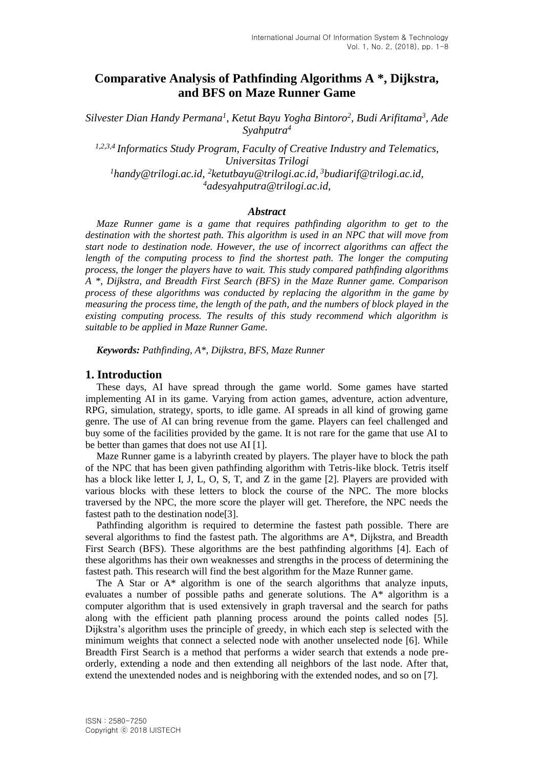# Comparative Analysis of Pathfinding Algorithms A *, Dijkstra, and BFS on Maze Runner Game

*Silvester Dian Handy Permana[1], Ketut Bayu Yogha Bintoro[2], Budi Arifitama[3], Ade Syahputra[4]*

*[1,2,3,4] Informatics Study Program, Faculty of Creative Industry and Telematics, Universitas Trilogi*
*[1]handy@trilogi.ac.id, [2]ketutbayu@trilogi.ac.id, [3]budiarif@trilogi.ac.id, [4]adesyahputra@trilogi.ac.id,*

### *Abstract*

*Maze Runner game is a game that requires pathfinding algorithm to get to the destination with the shortest path. This algorithm is used in an NPC that will move from start node to destination node. However, the use of incorrect algorithms can affect the length of the computing process to find the shortest path. The longer the computing process, the longer the players have to wait. This study compared pathfinding algorithms A *, Dijkstra, and Breadth First Search (BFS) in the Maze Runner game. Comparison process of these algorithms was conducted by replacing the algorithm in the game by measuring the process time, the length of the path, and the numbers of block played in the existing computing process. The results of this study recommend which algorithm is suitable to be applied in Maze Runner Game.*

***Keywords:** Pathfinding, A*, Dijkstra, BFS, Maze Runner*

## 1. Introduction

These days, AI have spread through the game world. Some games have started implementing AI in its game. Varying from action games, adventure, action adventure, RPG, simulation, strategy, sports, to idle game. AI spreads in all kind of growing game genre. The use of AI can bring revenue from the game. Players can feel challenged and buy some of the facilities provided by the game. It is not rare for the game that use AI to be better than games that does not use AI [1].

Maze Runner game is a labyrinth created by players. The player have to block the path of the NPC that has been given pathfinding algorithm with Tetris-like block. Tetris itself has a block like letter I, J, L, O, S, T, and Z in the game [2]. Players are provided with various blocks with these letters to block the course of the NPC. The more blocks traversed by the NPC, the more score the player will get. Therefore, the NPC needs the fastest path to the destination node[3].

Pathfinding algorithm is required to determine the fastest path possible. There are several algorithms to find the fastest path. The algorithms are A*, Dijkstra, and Breadth First Search (BFS). These algorithms are the best pathfinding algorithms [4]. Each of these algorithms has their own weaknesses and strengths in the process of determining the fastest path. This research will find the best algorithm for the Maze Runner game.

The A Star or A* algorithm is one of the search algorithms that analyze inputs, evaluates a number of possible paths and generate solutions. The A* algorithm is a computer algorithm that is used extensively in graph traversal and the search for paths along with the efficient path planning process around the points called nodes [5]. Dijkstra's algorithm uses the principle of greedy, in which each step is selected with the minimum weights that connect a selected node with another unselected node [6]. While Breadth First Search is a method that performs a wider search that extends a node pre-orderly, extending a node and then extending all neighbors of the last node. After that, extend the unextended nodes and is neighboring with the extended nodes, and so on [7].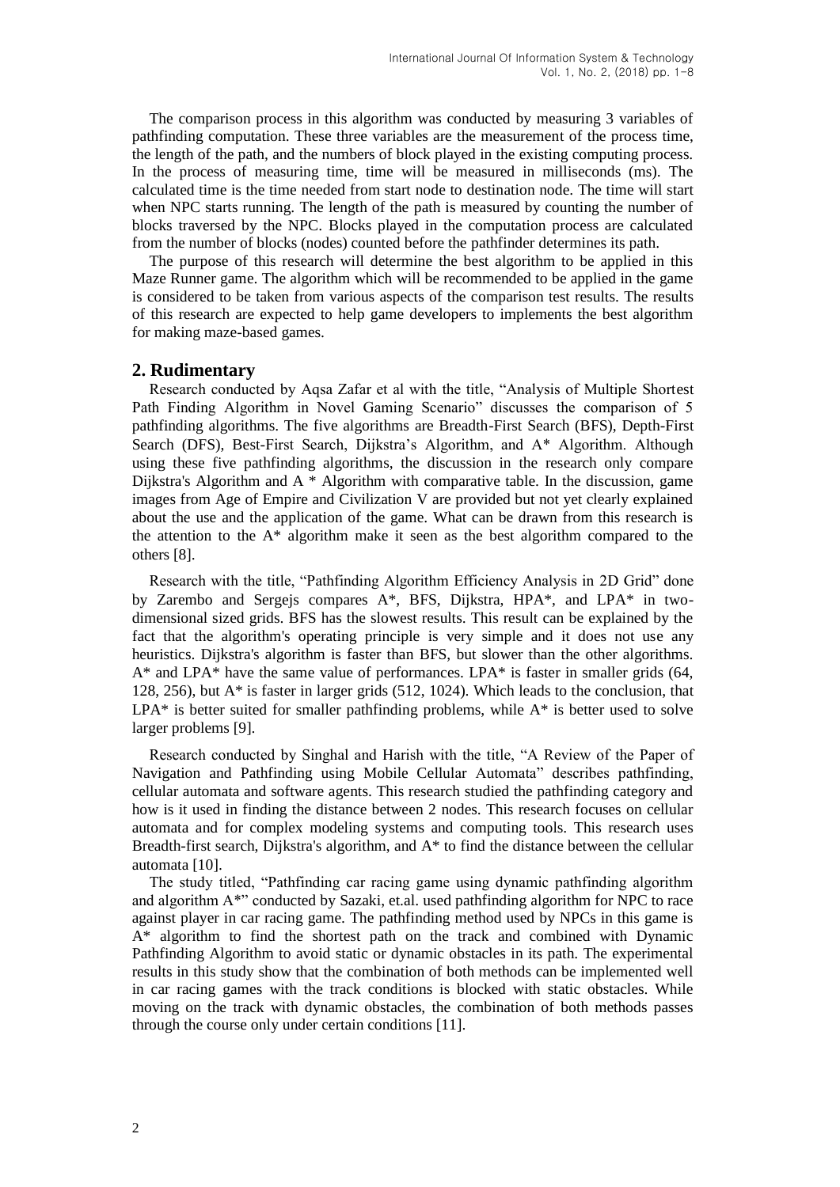The comparison process in this algorithm was conducted by measuring 3 variables of pathfinding computation. These three variables are the measurement of the process time, the length of the path, and the numbers of block played in the existing computing process. In the process of measuring time, time will be measured in milliseconds (ms). The calculated time is the time needed from start node to destination node. The time will start when NPC starts running. The length of the path is measured by counting the number of blocks traversed by the NPC. Blocks played in the computation process are calculated from the number of blocks (nodes) counted before the pathfinder determines its path.

The purpose of this research will determine the best algorithm to be applied in this Maze Runner game. The algorithm which will be recommended to be applied in the game is considered to be taken from various aspects of the comparison test results. The results of this research are expected to help game developers to implements the best algorithm for making maze-based games.

## 2. Rudimentary

Research conducted by Aqsa Zafar et al with the title, "Analysis of Multiple Shortest Path Finding Algorithm in Novel Gaming Scenario" discusses the comparison of 5 pathfinding algorithms. The five algorithms are Breadth-First Search (BFS), Depth-First Search (DFS), Best-First Search, Dijkstra's Algorithm, and A* Algorithm. Although using these five pathfinding algorithms, the discussion in the research only compare Dijkstra's Algorithm and A * Algorithm with comparative table. In the discussion, game images from Age of Empire and Civilization V are provided but not yet clearly explained about the use and the application of the game. What can be drawn from this research is the attention to the A* algorithm make it seen as the best algorithm compared to the others [8].

Research with the title, "Pathfinding Algorithm Efficiency Analysis in 2D Grid" done by Zarembo and Sergejs compares A*, BFS, Dijkstra, HPA*, and LPA* in two-dimensional sized grids. BFS has the slowest results. This result can be explained by the fact that the algorithm's operating principle is very simple and it does not use any heuristics. Dijkstra's algorithm is faster than BFS, but slower than the other algorithms. A* and LPA* have the same value of performances. LPA* is faster in smaller grids (64, 128, 256), but A* is faster in larger grids (512, 1024). Which leads to the conclusion, that LPA* is better suited for smaller pathfinding problems, while A* is better used to solve larger problems [9].

Research conducted by Singhal and Harish with the title, "A Review of the Paper of Navigation and Pathfinding using Mobile Cellular Automata" describes pathfinding, cellular automata and software agents. This research studied the pathfinding category and how is it used in finding the distance between 2 nodes. This research focuses on cellular automata and for complex modeling systems and computing tools. This research uses Breadth-first search, Dijkstra's algorithm, and A* to find the distance between the cellular automata [10].

The study titled, "Pathfinding car racing game using dynamic pathfinding algorithm and algorithm A*" conducted by Sazaki, et.al. used pathfinding algorithm for NPC to race against player in car racing game. The pathfinding method used by NPCs in this game is A* algorithm to find the shortest path on the track and combined with Dynamic Pathfinding Algorithm to avoid static or dynamic obstacles in its path. The experimental results in this study show that the combination of both methods can be implemented well in car racing games with the track conditions is blocked with static obstacles. While moving on the track with dynamic obstacles, the combination of both methods passes through the course only under certain conditions [11].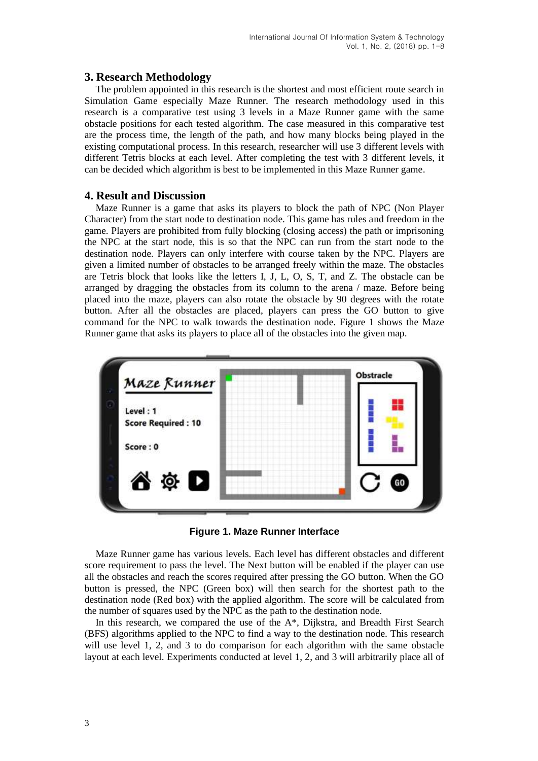## 3. Research Methodology

The problem appointed in this research is the shortest and most efficient route search in Simulation Game especially Maze Runner. The research methodology used in this research is a comparative test using 3 levels in a Maze Runner game with the same obstacle positions for each tested algorithm. The case measured in this comparative test are the process time, the length of the path, and how many blocks being played in the existing computational process. In this research, researcher will use 3 different levels with different Tetris blocks at each level. After completing the test with 3 different levels, it can be decided which algorithm is best to be implemented in this Maze Runner game.

## 4. Result and Discussion

Maze Runner is a game that asks its players to block the path of NPC (Non Player Character) from the start node to destination node. This game has rules and freedom in the game. Players are prohibited from fully blocking (closing access) the path or imprisoning the NPC at the start node, this is so that the NPC can run from the start node to the destination node. Players can only interfere with course taken by the NPC. Players are given a limited number of obstacles to be arranged freely within the maze. The obstacles are Tetris block that looks like the letters I, J, L, O, S, T, and Z. The obstacle can be arranged by dragging the obstacles from its column to the arena / maze. Before being placed into the maze, players can also rotate the obstacle by 90 degrees with the rotate button. After all the obstacles are placed, players can press the GO button to give command for the NPC to walk towards the destination node. Figure 1 shows the Maze Runner game that asks its players to place all of the obstacles into the given map.

**Figure 1. Maze Runner Interface**

Maze Runner game has various levels. Each level has different obstacles and different score requirement to pass the level. The Next button will be enabled if the player can use all the obstacles and reach the scores required after pressing the GO button. When the GO button is pressed, the NPC (Green box) will then search for the shortest path to the destination node (Red box) with the applied algorithm. The score will be calculated from the number of squares used by the NPC as the path to the destination node.

In this research, we compared the use of the A*, Dijkstra, and Breadth First Search (BFS) algorithms applied to the NPC to find a way to the destination node. This research will use level 1, 2, and 3 to do comparison for each algorithm with the same obstacle layout at each level. Experiments conducted at level 1, 2, and 3 will arbitrarily place all of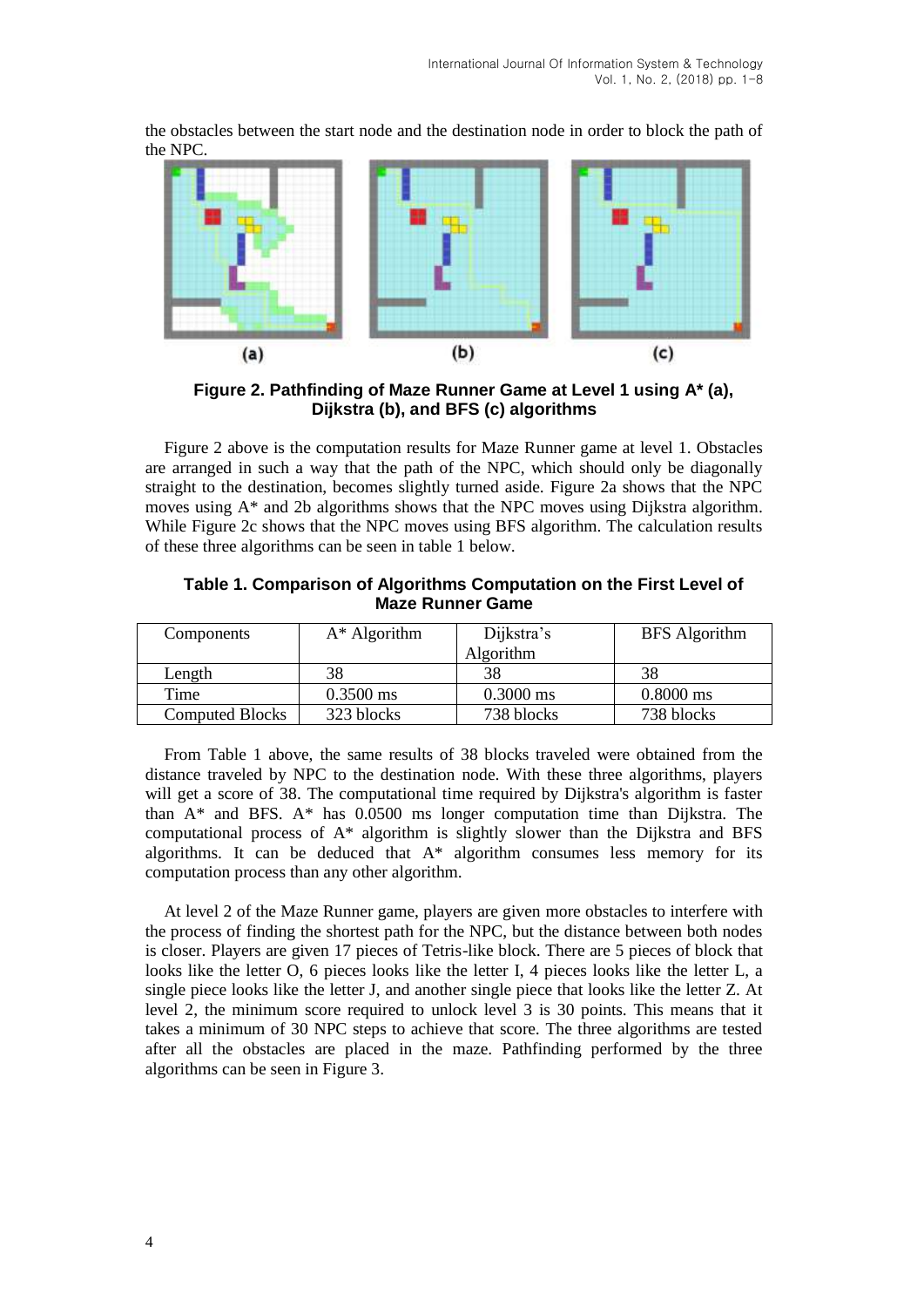the obstacles between the start node and the destination node in order to block the path of the NPC.

**Figure 2. Pathfinding of Maze Runner Game at Level 1 using A* (a), Dijkstra (b), and BFS (c) algorithms**

Figure 2 above is the computation results for Maze Runner game at level 1. Obstacles are arranged in such a way that the path of the NPC, which should only be diagonally straight to the destination, becomes slightly turned aside. Figure 2a shows that the NPC moves using A* and 2b algorithms shows that the NPC moves using Dijkstra algorithm. While Figure 2c shows that the NPC moves using BFS algorithm. The calculation results of these three algorithms can be seen in table 1 below.

**Table 1. Comparison of Algorithms Computation on the First Level of Maze Runner Game**

| Components | A* Algorithm | Dijkstra's Algorithm | BFS Algorithm |
| --- | --- | --- | --- |
| Length | 38 | 38 | 38 |
| Time | 0.3500 ms | 0.3000 ms | 0.8000 ms |
| Computed Blocks | 323 blocks | 738 blocks | 738 blocks |

From Table 1 above, the same results of 38 blocks traveled were obtained from the distance traveled by NPC to the destination node. With these three algorithms, players will get a score of 38. The computational time required by Dijkstra's algorithm is faster than A* and BFS. A* has 0.0500 ms longer computation time than Dijkstra. The computational process of A* algorithm is slightly slower than the Dijkstra and BFS algorithms. It can be deduced that A* algorithm consumes less memory for its computation process than any other algorithm.

At level 2 of the Maze Runner game, players are given more obstacles to interfere with the process of finding the shortest path for the NPC, but the distance between both nodes is closer. Players are given 17 pieces of Tetris-like block. There are 5 pieces of block that looks like the letter O, 6 pieces looks like the letter I, 4 pieces looks like the letter L, a single piece looks like the letter J, and another single piece that looks like the letter Z. At level 2, the minimum score required to unlock level 3 is 30 points. This means that it takes a minimum of 30 NPC steps to achieve that score. The three algorithms are tested after all the obstacles are placed in the maze. Pathfinding performed by the three algorithms can be seen in Figure 3.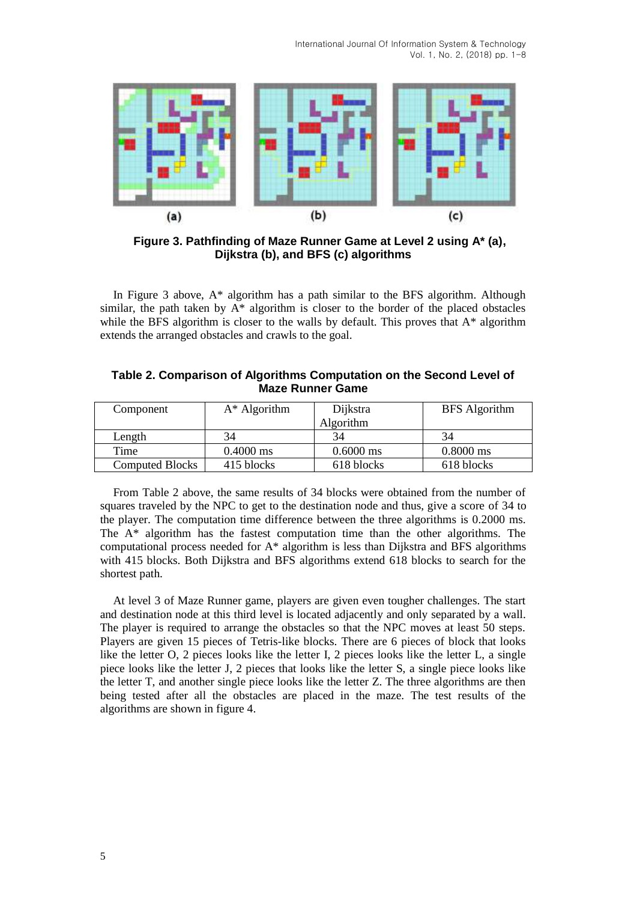(a) (b) (c)

**Figure 3. Pathfinding of Maze Runner Game at Level 2 using A* (a), Dijkstra (b), and BFS (c) algorithms**

In Figure 3 above, A* algorithm has a path similar to the BFS algorithm. Although similar, the path taken by A* algorithm is closer to the border of the placed obstacles while the BFS algorithm is closer to the walls by default. This proves that A* algorithm extends the arranged obstacles and crawls to the goal.

**Table 2. Comparison of Algorithms Computation on the Second Level of Maze Runner Game**

| Component | A* Algorithm | Dijkstra Algorithm | BFS Algorithm |
|---|---|---|---|
| Length | 34 | 34 | 34 |
| Time | 0.4000 ms | 0.6000 ms | 0.8000 ms |
| Computed Blocks | 415 blocks | 618 blocks | 618 blocks |

From Table 2 above, the same results of 34 blocks were obtained from the number of squares traveled by the NPC to get to the destination node and thus, give a score of 34 to the player. The computation time difference between the three algorithms is 0.2000 ms. The A* algorithm has the fastest computation time than the other algorithms. The computational process needed for A* algorithm is less than Dijkstra and BFS algorithms with 415 blocks. Both Dijkstra and BFS algorithms extend 618 blocks to search for the shortest path.

At level 3 of Maze Runner game, players are given even tougher challenges. The start and destination node at this third level is located adjacently and only separated by a wall. The player is required to arrange the obstacles so that the NPC moves at least 50 steps. Players are given 15 pieces of Tetris-like blocks. There are 6 pieces of block that looks like the letter O, 2 pieces looks like the letter I, 2 pieces looks like the letter L, a single piece looks like the letter J, 2 pieces that looks like the letter S, a single piece looks like the letter T, and another single piece looks like the letter Z. The three algorithms are then being tested after all the obstacles are placed in the maze. The test results of the algorithms are shown in figure 4.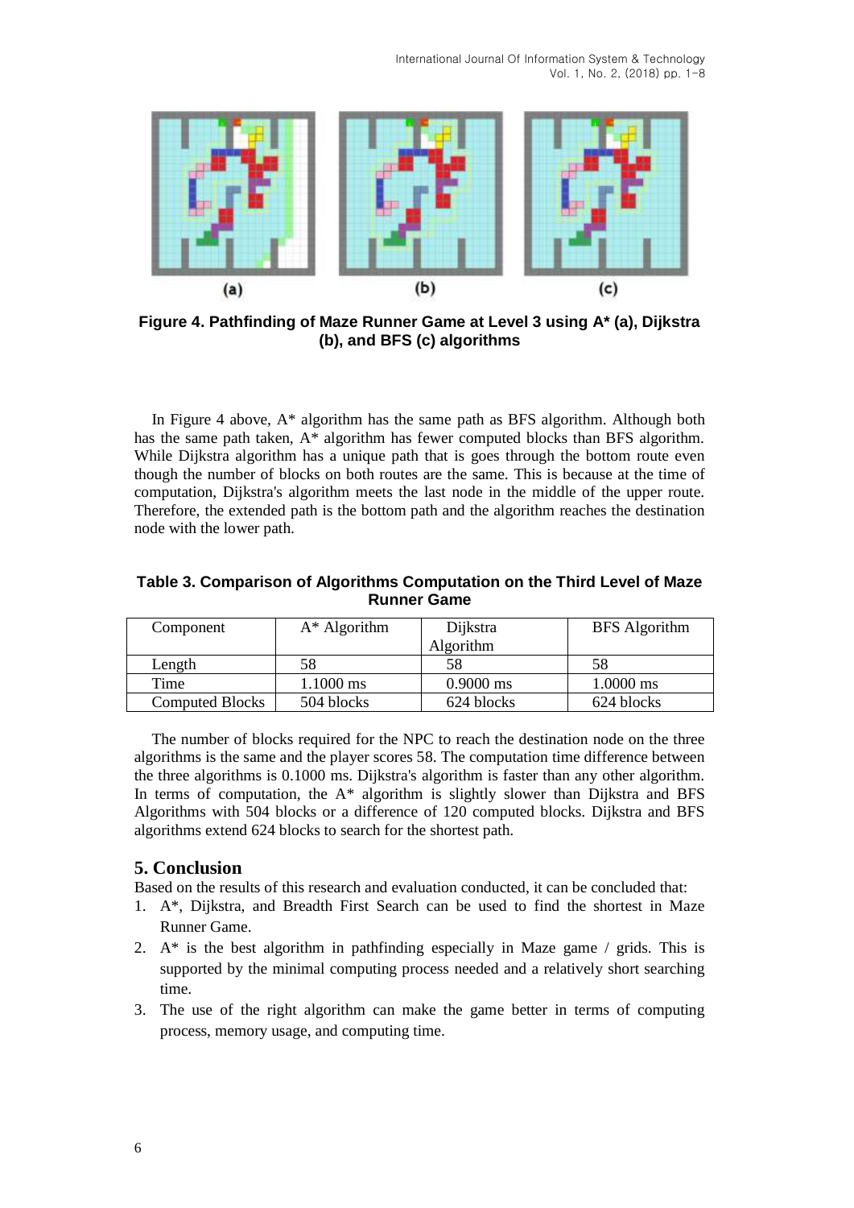(a) (b) (c)

**Figure 4. Pathfinding of Maze Runner Game at Level 3 using A\* (a), Dijkstra (b), and BFS (c) algorithms**

In Figure 4 above, A* algorithm has the same path as BFS algorithm. Although both has the same path taken, A* algorithm has fewer computed blocks than BFS algorithm. While Dijkstra algorithm has a unique path that is goes through the bottom route even though the number of blocks on both routes are the same. This is because at the time of computation, Dijkstra's algorithm meets the last node in the middle of the upper route. Therefore, the extended path is the bottom path and the algorithm reaches the destination node with the lower path.

**Table 3. Comparison of Algorithms Computation on the Third Level of Maze Runner Game**

| Component | A* Algorithm | Dijkstra Algorithm | BFS Algorithm |
|---|---|---|---|
| Length | 58 | 58 | 58 |
| Time | 1.1000 ms | 0.9000 ms | 1.0000 ms |
| Computed Blocks | 504 blocks | 624 blocks | 624 blocks |

The number of blocks required for the NPC to reach the destination node on the three algorithms is the same and the player scores 58. The computation time difference between the three algorithms is 0.1000 ms. Dijkstra's algorithm is faster than any other algorithm. In terms of computation, the A* algorithm is slightly slower than Dijkstra and BFS Algorithms with 504 blocks or a difference of 120 computed blocks. Dijkstra and BFS algorithms extend 624 blocks to search for the shortest path.

## 5. Conclusion

Based on the results of this research and evaluation conducted, it can be concluded that:

1. A*, Dijkstra, and Breadth First Search can be used to find the shortest in Maze Runner Game.
2. A* is the best algorithm in pathfinding especially in Maze game / grids. This is supported by the minimal computing process needed and a relatively short searching time.
3. The use of the right algorithm can make the game better in terms of computing process, memory usage, and computing time.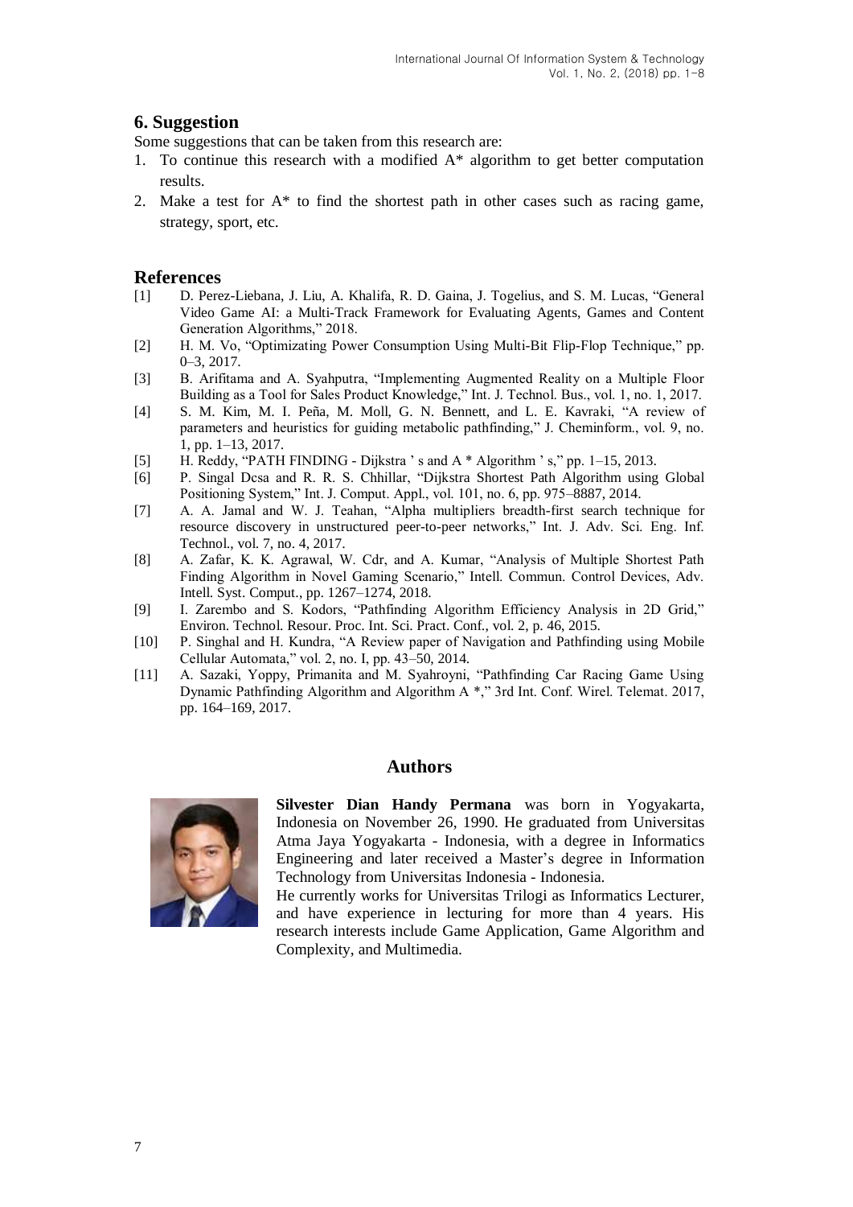## 6. Suggestion

Some suggestions that can be taken from this research are:

1. To continue this research with a modified A* algorithm to get better computation results.
2. Make a test for A* to find the shortest path in other cases such as racing game, strategy, sport, etc.

## References

[1] D. Perez-Liebana, J. Liu, A. Khalifa, R. D. Gaina, J. Togelius, and S. M. Lucas, "General Video Game AI: a Multi-Track Framework for Evaluating Agents, Games and Content Generation Algorithms," 2018.

[2] H. M. Vo, "Optimizating Power Consumption Using Multi-Bit Flip-Flop Technique," pp. 0–3, 2017.

[3] B. Arifitama and A. Syahputra, "Implementing Augmented Reality on a Multiple Floor Building as a Tool for Sales Product Knowledge," Int. J. Technol. Bus., vol. 1, no. 1, 2017.

[4] S. M. Kim, M. I. Peña, M. Moll, G. N. Bennett, and L. E. Kavraki, "A review of parameters and heuristics for guiding metabolic pathfinding," J. Cheminform., vol. 9, no. 1, pp. 1–13, 2017.

[5] H. Reddy, "PATH FINDING - Dijkstra ' s and A * Algorithm ' s," pp. 1–15, 2013.

[6] P. Singal Dcsa and R. R. S. Chhillar, "Dijkstra Shortest Path Algorithm using Global Positioning System," Int. J. Comput. Appl., vol. 101, no. 6, pp. 975–8887, 2014.

[7] A. A. Jamal and W. J. Teahan, "Alpha multipliers breadth-first search technique for resource discovery in unstructured peer-to-peer networks," Int. J. Adv. Sci. Eng. Inf. Technol., vol. 7, no. 4, 2017.

[8] A. Zafar, K. K. Agrawal, W. Cdr, and A. Kumar, "Analysis of Multiple Shortest Path Finding Algorithm in Novel Gaming Scenario," Intell. Commun. Control Devices, Adv. Intell. Syst. Comput., pp. 1267–1274, 2018.

[9] I. Zarembo and S. Kodors, "Pathfinding Algorithm Efficiency Analysis in 2D Grid," Environ. Technol. Resour. Proc. Int. Sci. Pract. Conf., vol. 2, p. 46, 2015.

[10] P. Singhal and H. Kundra, "A Review paper of Navigation and Pathfinding using Mobile Cellular Automata," vol. 2, no. I, pp. 43–50, 2014.

[11] A. Sazaki, Yoppy, Primanita and M. Syahroyni, "Pathfinding Car Racing Game Using Dynamic Pathfinding Algorithm and Algorithm A *," 3rd Int. Conf. Wirel. Telemat. 2017, pp. 164–169, 2017.

## Authors

**Silvester Dian Handy Permana** was born in Yogyakarta, Indonesia on November 26, 1990. He graduated from Universitas Atma Jaya Yogyakarta - Indonesia, with a degree in Informatics Engineering and later received a Master's degree in Information Technology from Universitas Indonesia - Indonesia.

He currently works for Universitas Trilogi as Informatics Lecturer, and have experience in lecturing for more than 4 years. His research interests include Game Application, Game Algorithm and Complexity, and Multimedia.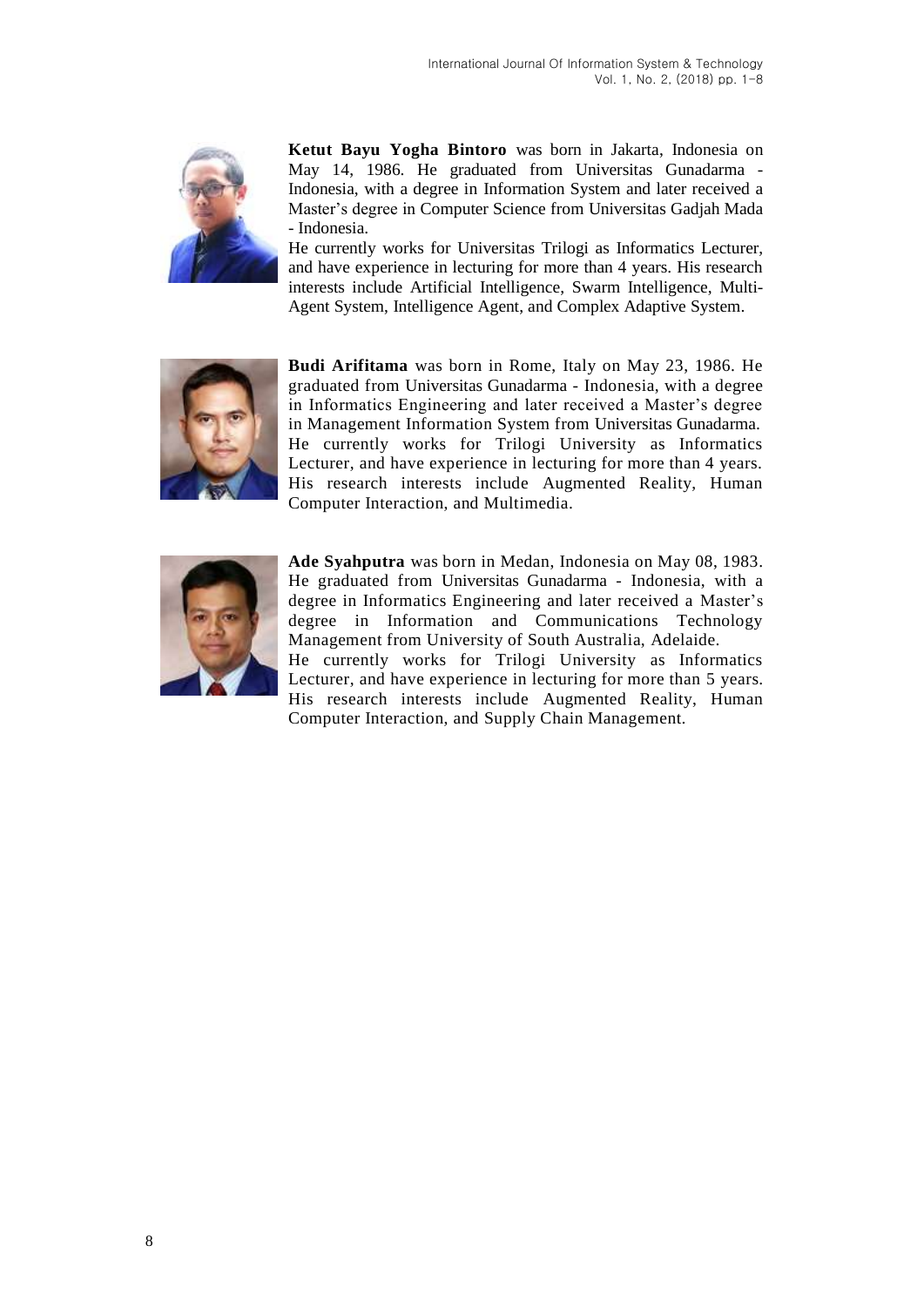**Ketut Bayu Yogha Bintoro** was born in Jakarta, Indonesia on May 14, 1986. He graduated from Universitas Gunadarma - Indonesia, with a degree in Information System and later received a Master's degree in Computer Science from Universitas Gadjah Mada - Indonesia.
He currently works for Universitas Trilogi as Informatics Lecturer, and have experience in lecturing for more than 4 years. His research interests include Artificial Intelligence, Swarm Intelligence, Multi-Agent System, Intelligence Agent, and Complex Adaptive System.

**Budi Arifitama** was born in Rome, Italy on May 23, 1986. He graduated from Universitas Gunadarma - Indonesia, with a degree in Informatics Engineering and later received a Master's degree in Management Information System from Universitas Gunadarma. He currently works for Trilogi University as Informatics Lecturer, and have experience in lecturing for more than 4 years. His research interests include Augmented Reality, Human Computer Interaction, and Multimedia.

**Ade Syahputra** was born in Medan, Indonesia on May 08, 1983. He graduated from Universitas Gunadarma - Indonesia, with a degree in Informatics Engineering and later received a Master's degree in Information and Communications Technology Management from University of South Australia, Adelaide.
He currently works for Trilogi University as Informatics Lecturer, and have experience in lecturing for more than 5 years. His research interests include Augmented Reality, Human Computer Interaction, and Supply Chain Management.